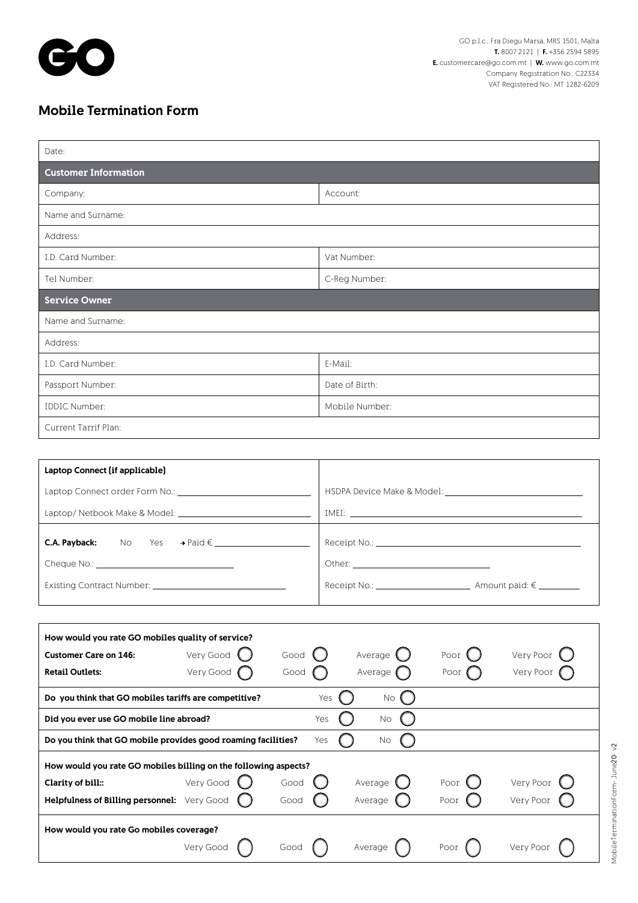GO p.l.c., Fra Diegu Marsa, MRS 1501, Malta
**T.** 8007 2121 | **F.** +356 2594 5895
**E.** customercare@go.com.mt | **W.** www.go.com.mt
Company Registration No.: C22334
VAT Registered No.: MT 1282-6209

# Mobile Termination Form

| Date: | |
|---|---|
| **Customer Information** | |
| Company: | Account: |
| Name and Surname: | |
| Address: | |
| I.D. Card Number: | Vat Number: |
| Tel Number: | C-Reg Number: |
| **Service Owner** | |
| Name and Surname: | |
| Address: | |
| I.D. Card Number: | E-Mail: |
| Passport Number: | Date of Birth: |
| IDDIC Number: | Mobile Number: |
| Current Tarrif Plan: | |

| **Laptop Connect (if applicable)** | |
|---|---|
| Laptop Connect order Form No.: ______________ | HSDPA Device Make & Model: ______________ |
| Laptop/ Netbook Make & Model: ______________ | IMEI: ______________ |
| **C.A. Payback:** No Yes → Paid € ______________ | Receipt No.: ______________ |
| Cheque No.: ______________ | Other: ______________ |
| Existing Contract Number: ______________ | Receipt No.: ______________ Amount paid: € ________ |

**How would you rate GO mobiles quality of service?**

| | | | | | |
|---|---|---|---|---|---|
| **Customer Care on 146:** | Very Good ◯ | Good ◯ | Average ◯ | Poor ◯ | Very Poor ◯ |
| **Retail Outlets:** | Very Good ◯ | Good ◯ | Average ◯ | Poor ◯ | Very Poor ◯ |

**Do you think that GO mobiles tariffs are competitive?** Yes ◯ No ◯

**Did you ever use GO mobile line abroad?** Yes ◯ No ◯

**Do you think that GO mobile provides good roaming facilities?** Yes ◯ No ◯

**How would you rate GO mobiles billing on the following aspects?**

| | | | | | |
|---|---|---|---|---|---|
| **Clarity of bill::** | Very Good ◯ | Good ◯ | Average ◯ | Poor ◯ | Very Poor ◯ |
| **Helpfulness of Billing personnel:** | Very Good ◯ | Good ◯ | Average ◯ | Poor ◯ | Very Poor ◯ |

**How would you rate Go mobiles coverage?**

Very Good ◯ Good ◯ Average ◯ Poor ◯ Very Poor ◯

MobileTerminationForm- June20- v2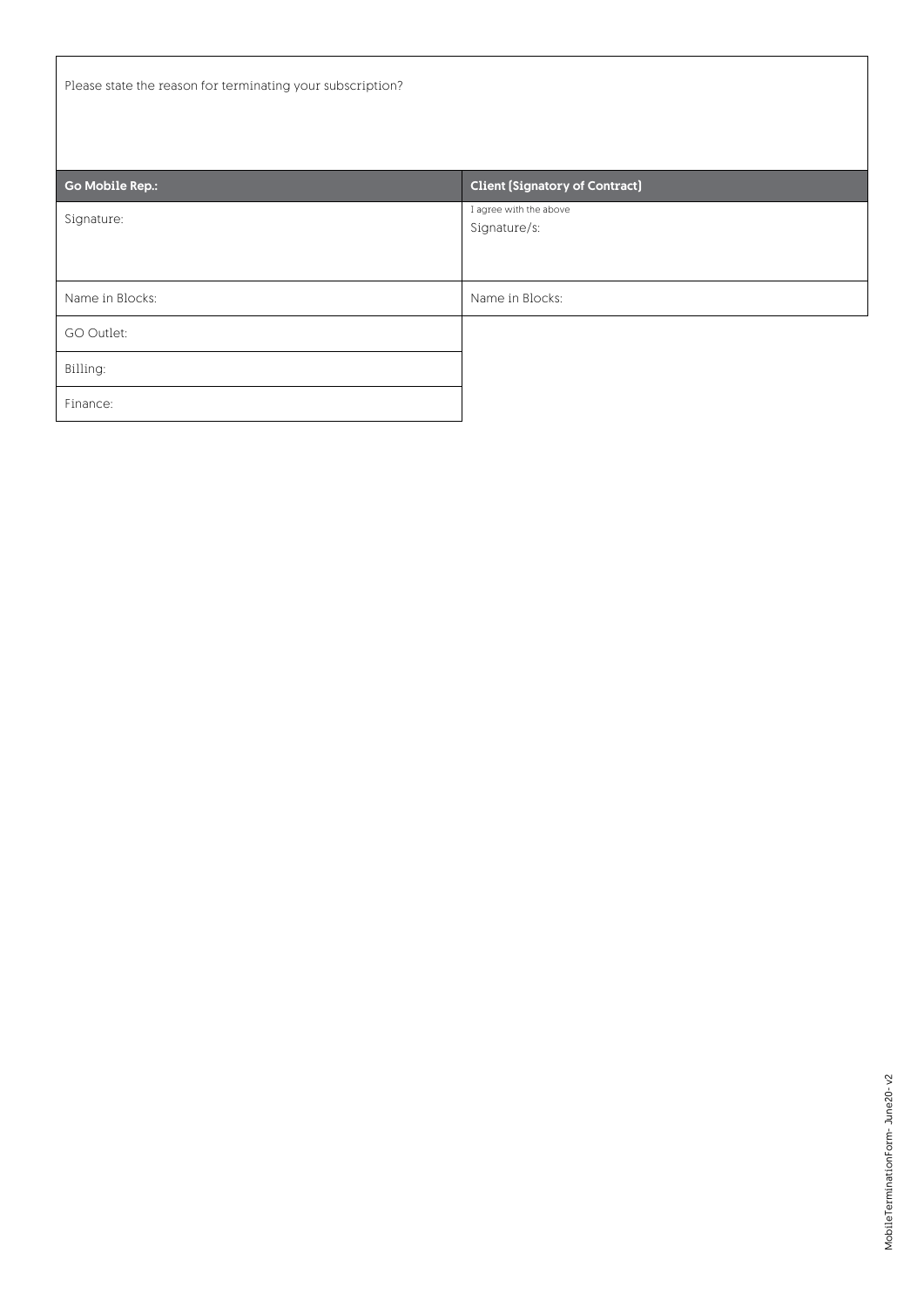Please state the reason for terminating your subscription?

| Go Mobile Rep.: | Client (Signatory of Contract) |
| --- | --- |
| Signature: | I agree with the above<br>Signature/s: |
| Name in Blocks: | Name in Blocks: |
| GO Outlet: | |
| Billing: | |
| Finance: | |

MobileTerminationForm- June20- v2